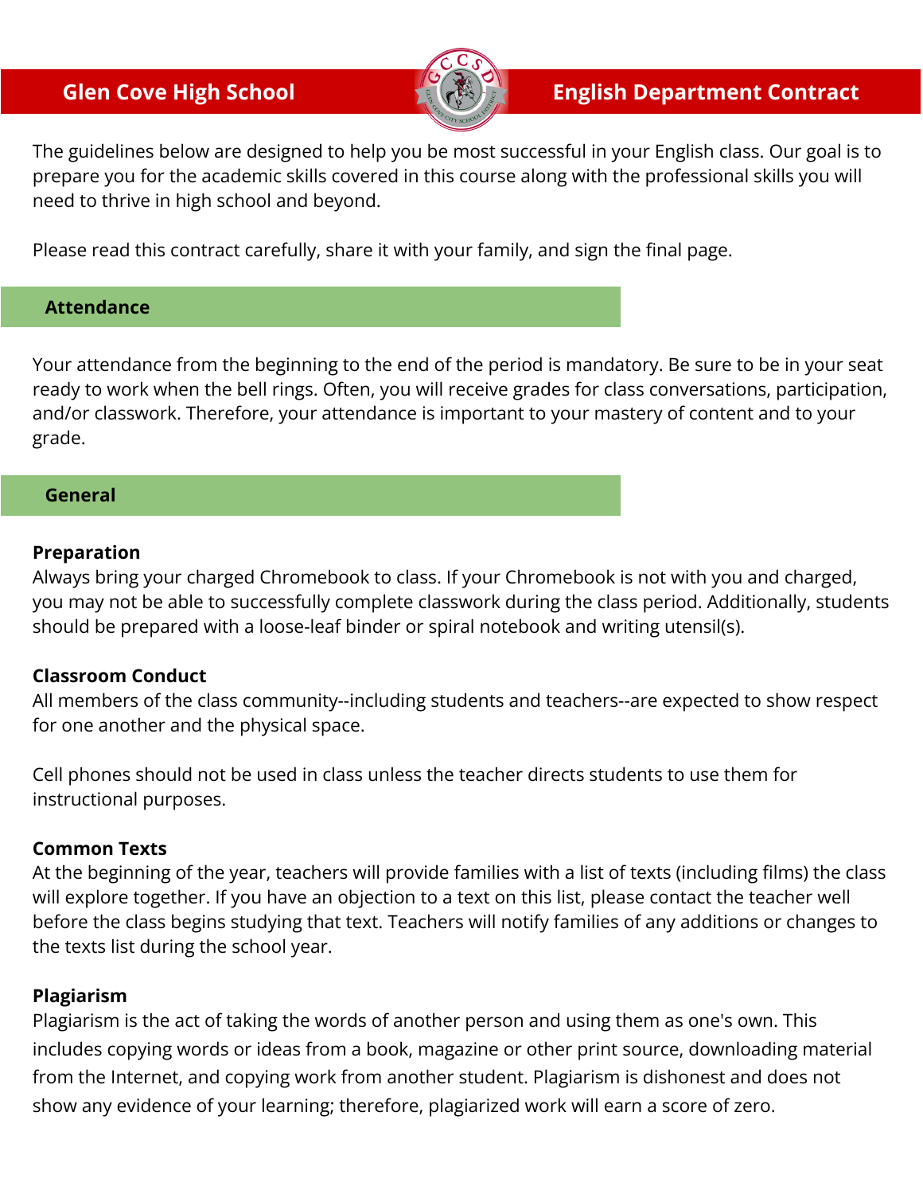# Glen Cove High School — English Department Contract

The guidelines below are designed to help you be most successful in your English class. Our goal is to prepare you for the academic skills covered in this course along with the professional skills you will need to thrive in high school and beyond.

Please read this contract carefully, share it with your family, and sign the final page.

## Attendance

Your attendance from the beginning to the end of the period is mandatory. Be sure to be in your seat ready to work when the bell rings. Often, you will receive grades for class conversations, participation, and/or classwork. Therefore, your attendance is important to your mastery of content and to your grade.

## General

### Preparation

Always bring your charged Chromebook to class. If your Chromebook is not with you and charged, you may not be able to successfully complete classwork during the class period. Additionally, students should be prepared with a loose-leaf binder or spiral notebook and writing utensil(s).

### Classroom Conduct

All members of the class community--including students and teachers--are expected to show respect for one another and the physical space.

Cell phones should not be used in class unless the teacher directs students to use them for instructional purposes.

### Common Texts

At the beginning of the year, teachers will provide families with a list of texts (including films) the class will explore together. If you have an objection to a text on this list, please contact the teacher well before the class begins studying that text. Teachers will notify families of any additions or changes to the texts list during the school year.

### Plagiarism

Plagiarism is the act of taking the words of another person and using them as one's own. This includes copying words or ideas from a book, magazine or other print source, downloading material from the Internet, and copying work from another student. Plagiarism is dishonest and does not show any evidence of your learning; therefore, plagiarized work will earn a score of zero.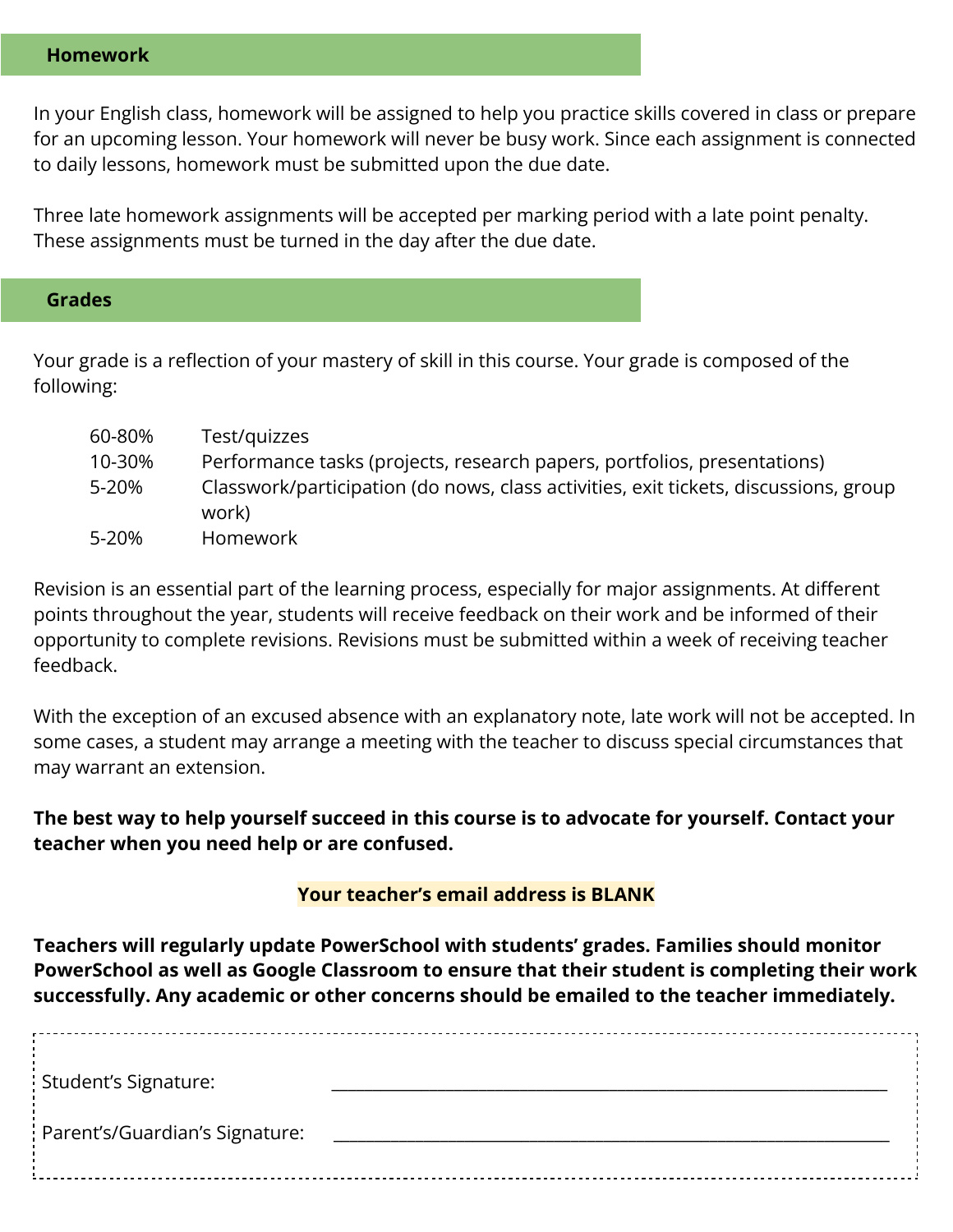## Homework

In your English class, homework will be assigned to help you practice skills covered in class or prepare for an upcoming lesson. Your homework will never be busy work. Since each assignment is connected to daily lessons, homework must be submitted upon the due date.

Three late homework assignments will be accepted per marking period with a late point penalty. These assignments must be turned in the day after the due date.

## Grades

Your grade is a reflection of your mastery of skill in this course. Your grade is composed of the following:

| | |
|---|---|
| 60-80% | Test/quizzes |
| 10-30% | Performance tasks (projects, research papers, portfolios, presentations) |
| 5-20% | Classwork/participation (do nows, class activities, exit tickets, discussions, group work) |
| 5-20% | Homework |

Revision is an essential part of the learning process, especially for major assignments. At different points throughout the year, students will receive feedback on their work and be informed of their opportunity to complete revisions. Revisions must be submitted within a week of receiving teacher feedback.

With the exception of an excused absence with an explanatory note, late work will not be accepted. In some cases, a student may arrange a meeting with the teacher to discuss special circumstances that may warrant an extension.

**The best way to help yourself succeed in this course is to advocate for yourself. Contact your teacher when you need help or are confused.**

**Your teacher's email address is BLANK**

**Teachers will regularly update PowerSchool with students' grades. Families should monitor PowerSchool as well as Google Classroom to ensure that their student is completing their work successfully. Any academic or other concerns should be emailed to the teacher immediately.**

Student's Signature: ____________________________________________

Parent's/Guardian's Signature: ____________________________________________